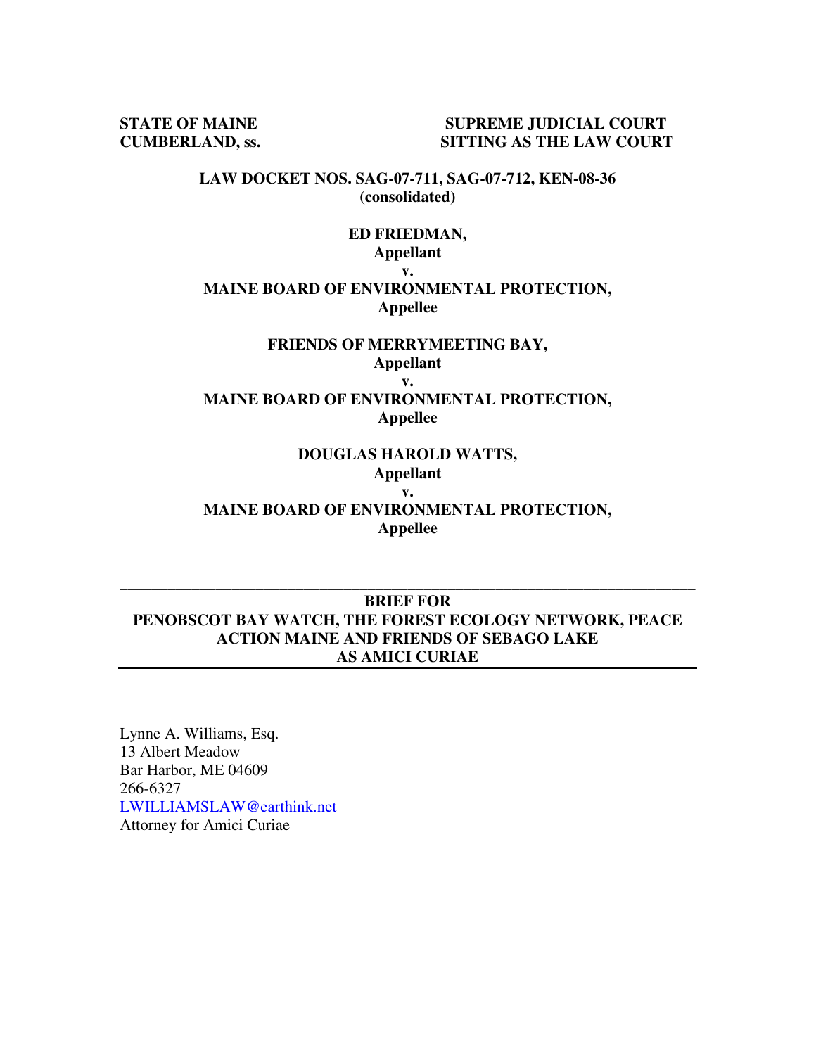**STATE OF MAINE**
**CUMBERLAND, ss.**

**SUPREME JUDICIAL COURT**
**SITTING AS THE LAW COURT**

**LAW DOCKET NOS. SAG-07-711, SAG-07-712, KEN-08-36**
**(consolidated)**

**ED FRIEDMAN,**
**Appellant**
**v.**
**MAINE BOARD OF ENVIRONMENTAL PROTECTION,**
**Appellee**

**FRIENDS OF MERRYMEETING BAY,**
**Appellant**
**v.**
**MAINE BOARD OF ENVIRONMENTAL PROTECTION,**
**Appellee**

**DOUGLAS HAROLD WATTS,**
**Appellant**
**v.**
**MAINE BOARD OF ENVIRONMENTAL PROTECTION,**
**Appellee**

---

**BRIEF FOR**
**PENOBSCOT BAY WATCH, THE FOREST ECOLOGY NETWORK, PEACE ACTION MAINE AND FRIENDS OF SEBAGO LAKE**
**AS AMICI CURIAE**

---

Lynne A. Williams, Esq.
13 Albert Meadow
Bar Harbor, ME 04609
266-6327
LWILLIAMSLAW@earthink.net
Attorney for Amici Curiae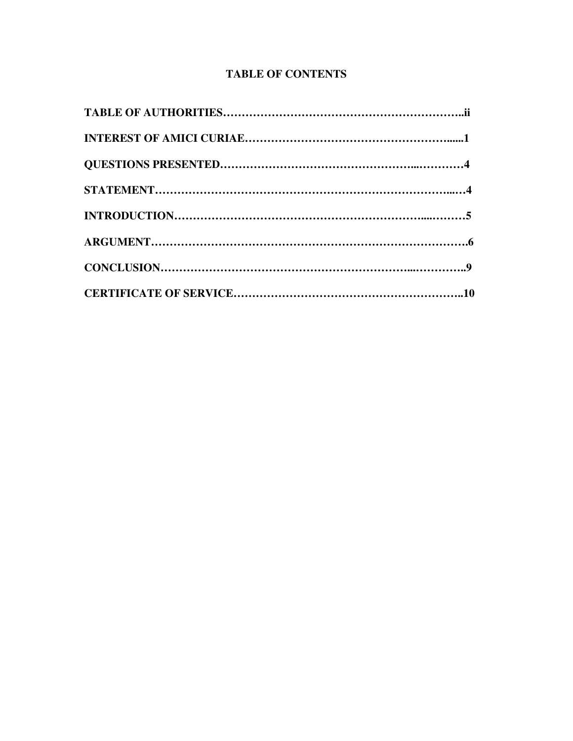## TABLE OF CONTENTS

**TABLE OF AUTHORITIES……………………………………………………..ii**

**INTEREST OF AMICI CURIAE…………………………………………......1**

**QUESTIONS PRESENTED…………………………………………...…………4**

**STATEMENT…………………………………………………………………...…4**

**INTRODUCTION……………………………………………………....………5**

**ARGUMENT………………………………………………………………………….6**

**CONCLUSION…………………………………………………………...…………..9**

**CERTIFICATE OF SERVICE…………………………………………………..10**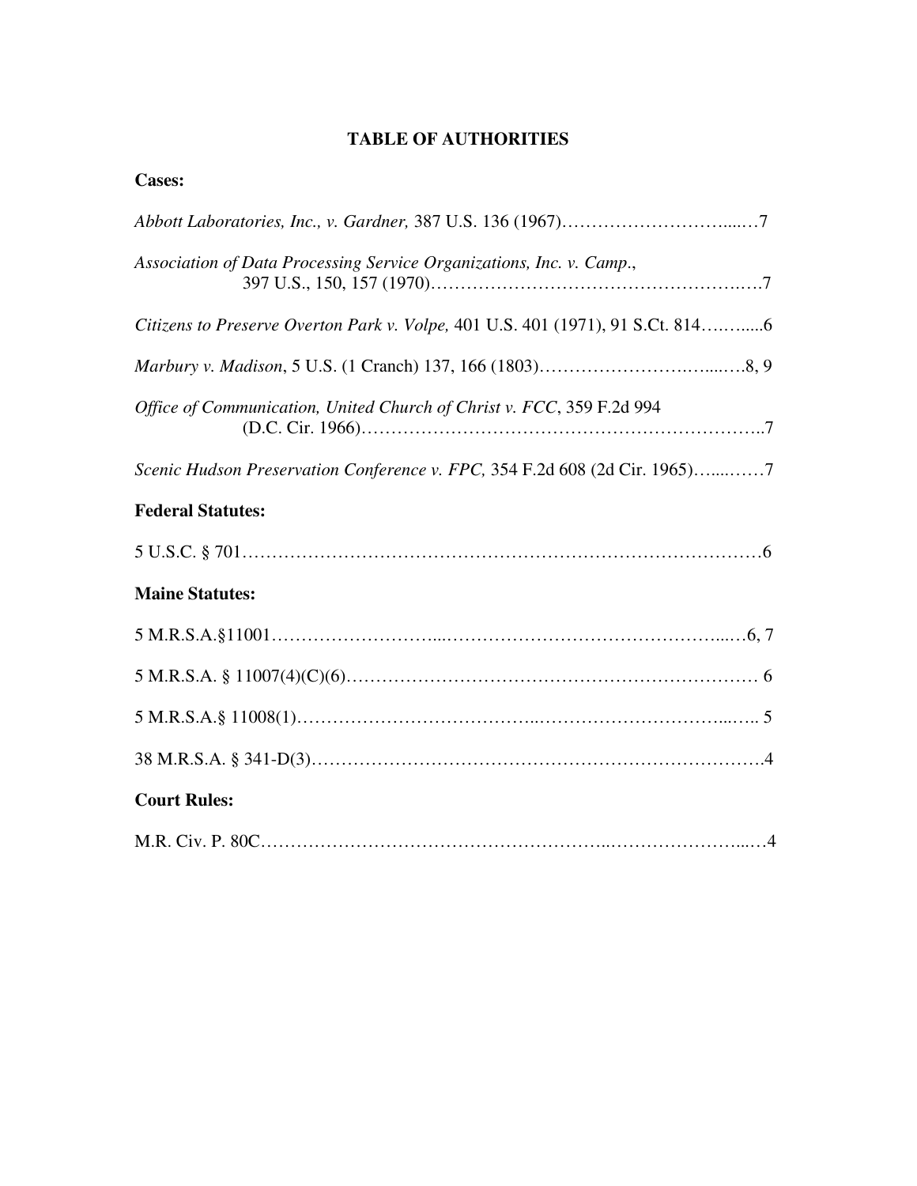# TABLE OF AUTHORITIES

**Cases:**

*Abbott Laboratories, Inc., v. Gardner,* 387 U.S. 136 (1967)…………………………....…7

*Association of Data Processing Service Organizations, Inc. v. Camp*., 397 U.S., 150, 157 (1970)……………………………………………….….7

*Citizens to Preserve Overton Park v. Volpe,* 401 U.S. 401 (1971), 91 S.Ct. 814…..…....6

*Marbury v. Madison*, 5 U.S. (1 Cranch) 137, 166 (1803)…………………….…....….8, 9

*Office of Communication, United Church of Christ v. FCC*, 359 F.2d 994 (D.C. Cir. 1966)………….……………………………….…………..7

*Scenic Hudson Preservation Conference v. FPC,* 354 F.2d 608 (2d Cir. 1965)…....……7

**Federal Statutes:**

5 U.S.C. § 701…………………………………………………………………………….6

**Maine Statutes:**

5 M.R.S.A.§11001……………………...…………………………………………...…6, 7

5 M.R.S.A. § 11007(4)(C)(6)…………………………………………………………… 6

5 M.R.S.A.§ 11008(1)………………………………...………………………….....….. 5

38 M.R.S.A. § 341-D(3)……………………………………………………………….4

**Court Rules:**

M.R. Civ. P. 80C………………………………………………..…………………....…4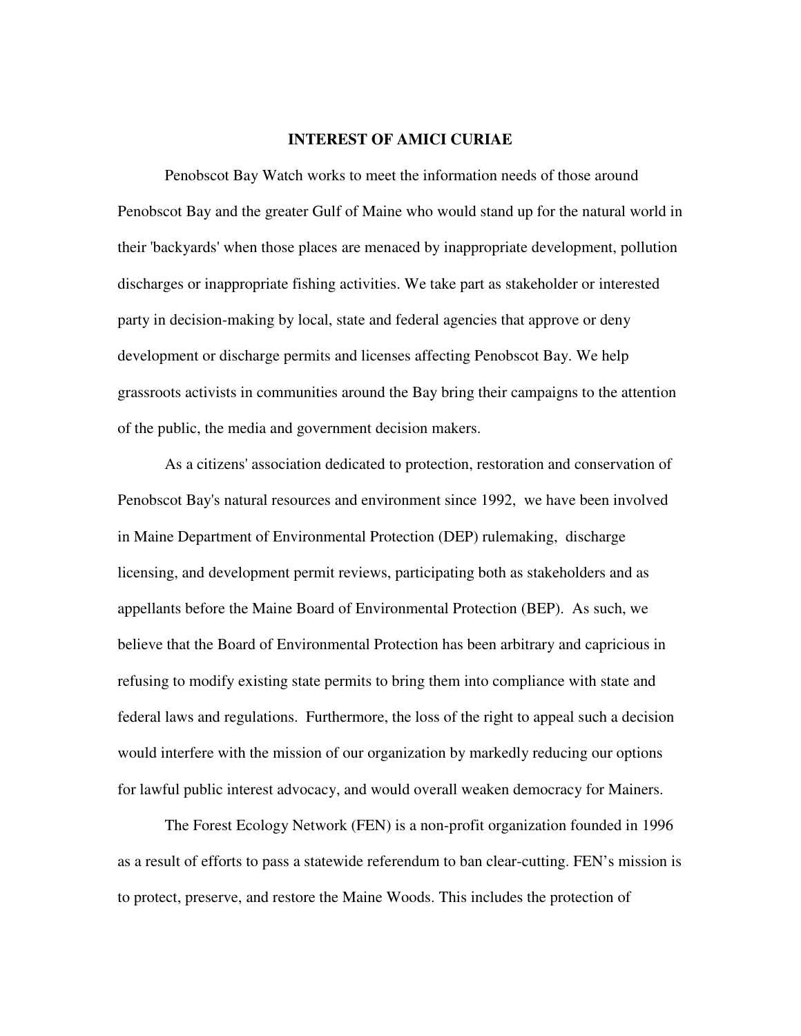## INTEREST OF AMICI CURIAE

Penobscot Bay Watch works to meet the information needs of those around Penobscot Bay and the greater Gulf of Maine who would stand up for the natural world in their 'backyards' when those places are menaced by inappropriate development, pollution discharges or inappropriate fishing activities. We take part as stakeholder or interested party in decision-making by local, state and federal agencies that approve or deny development or discharge permits and licenses affecting Penobscot Bay. We help grassroots activists in communities around the Bay bring their campaigns to the attention of the public, the media and government decision makers.

As a citizens' association dedicated to protection, restoration and conservation of Penobscot Bay's natural resources and environment since 1992, we have been involved in Maine Department of Environmental Protection (DEP) rulemaking, discharge licensing, and development permit reviews, participating both as stakeholders and as appellants before the Maine Board of Environmental Protection (BEP). As such, we believe that the Board of Environmental Protection has been arbitrary and capricious in refusing to modify existing state permits to bring them into compliance with state and federal laws and regulations. Furthermore, the loss of the right to appeal such a decision would interfere with the mission of our organization by markedly reducing our options for lawful public interest advocacy, and would overall weaken democracy for Mainers.

The Forest Ecology Network (FEN) is a non-profit organization founded in 1996 as a result of efforts to pass a statewide referendum to ban clear-cutting. FEN's mission is to protect, preserve, and restore the Maine Woods. This includes the protection of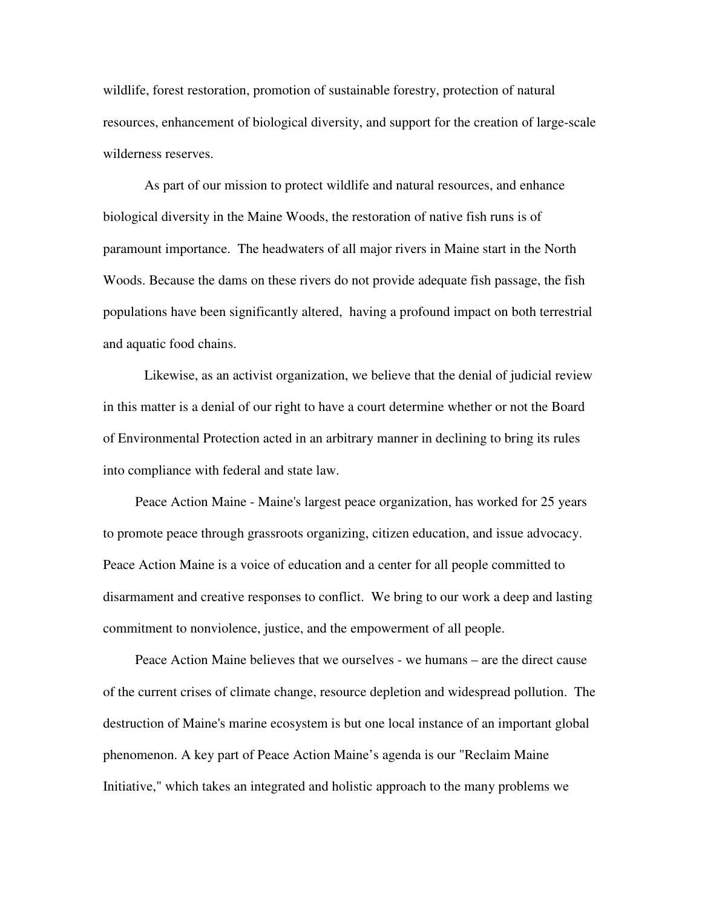wildlife, forest restoration, promotion of sustainable forestry, protection of natural resources, enhancement of biological diversity, and support for the creation of large-scale wilderness reserves.

As part of our mission to protect wildlife and natural resources, and enhance biological diversity in the Maine Woods, the restoration of native fish runs is of paramount importance. The headwaters of all major rivers in Maine start in the North Woods. Because the dams on these rivers do not provide adequate fish passage, the fish populations have been significantly altered, having a profound impact on both terrestrial and aquatic food chains.

Likewise, as an activist organization, we believe that the denial of judicial review in this matter is a denial of our right to have a court determine whether or not the Board of Environmental Protection acted in an arbitrary manner in declining to bring its rules into compliance with federal and state law.

Peace Action Maine - Maine's largest peace organization, has worked for 25 years to promote peace through grassroots organizing, citizen education, and issue advocacy. Peace Action Maine is a voice of education and a center for all people committed to disarmament and creative responses to conflict. We bring to our work a deep and lasting commitment to nonviolence, justice, and the empowerment of all people.

Peace Action Maine believes that we ourselves - we humans – are the direct cause of the current crises of climate change, resource depletion and widespread pollution. The destruction of Maine's marine ecosystem is but one local instance of an important global phenomenon. A key part of Peace Action Maine's agenda is our "Reclaim Maine Initiative," which takes an integrated and holistic approach to the many problems we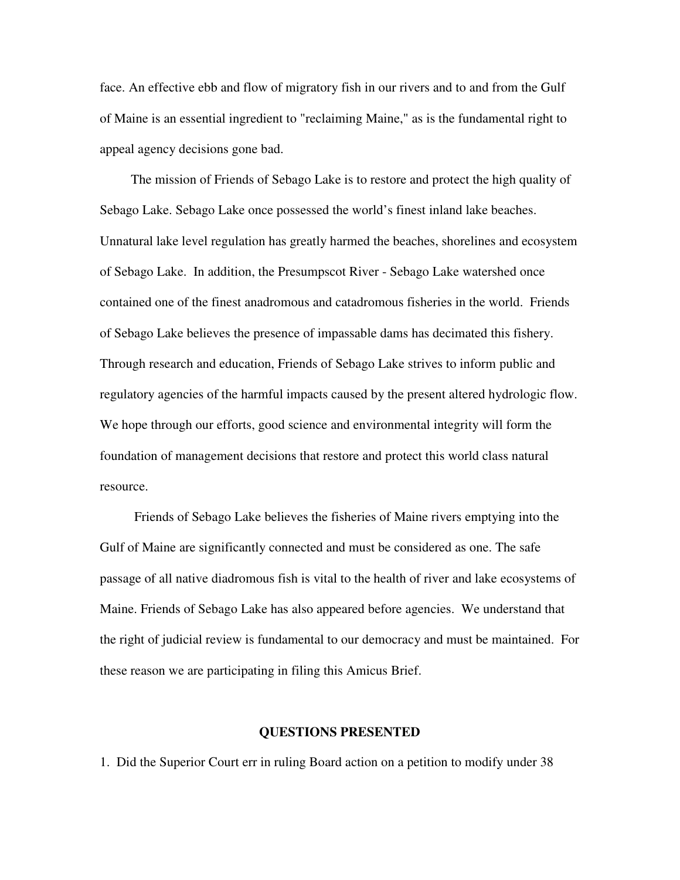face. An effective ebb and flow of migratory fish in our rivers and to and from the Gulf of Maine is an essential ingredient to "reclaiming Maine," as is the fundamental right to appeal agency decisions gone bad.

The mission of Friends of Sebago Lake is to restore and protect the high quality of Sebago Lake. Sebago Lake once possessed the world's finest inland lake beaches. Unnatural lake level regulation has greatly harmed the beaches, shorelines and ecosystem of Sebago Lake. In addition, the Presumpscot River - Sebago Lake watershed once contained one of the finest anadromous and catadromous fisheries in the world. Friends of Sebago Lake believes the presence of impassable dams has decimated this fishery. Through research and education, Friends of Sebago Lake strives to inform public and regulatory agencies of the harmful impacts caused by the present altered hydrologic flow. We hope through our efforts, good science and environmental integrity will form the foundation of management decisions that restore and protect this world class natural resource.

Friends of Sebago Lake believes the fisheries of Maine rivers emptying into the Gulf of Maine are significantly connected and must be considered as one. The safe passage of all native diadromous fish is vital to the health of river and lake ecosystems of Maine. Friends of Sebago Lake has also appeared before agencies. We understand that the right of judicial review is fundamental to our democracy and must be maintained. For these reason we are participating in filing this Amicus Brief.

## QUESTIONS PRESENTED

1. Did the Superior Court err in ruling Board action on a petition to modify under 38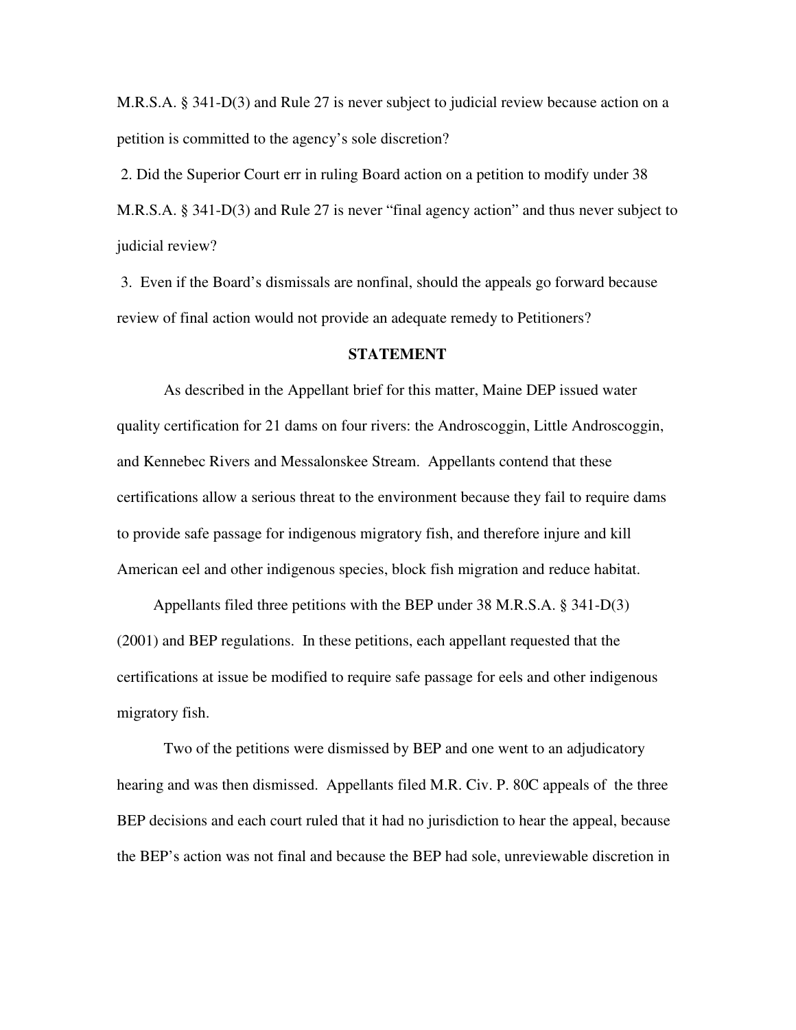M.R.S.A. § 341-D(3) and Rule 27 is never subject to judicial review because action on a petition is committed to the agency's sole discretion?

2. Did the Superior Court err in ruling Board action on a petition to modify under 38 M.R.S.A. § 341-D(3) and Rule 27 is never "final agency action" and thus never subject to judicial review?

3. Even if the Board's dismissals are nonfinal, should the appeals go forward because review of final action would not provide an adequate remedy to Petitioners?

## STATEMENT

As described in the Appellant brief for this matter, Maine DEP issued water quality certification for 21 dams on four rivers: the Androscoggin, Little Androscoggin, and Kennebec Rivers and Messalonskee Stream. Appellants contend that these certifications allow a serious threat to the environment because they fail to require dams to provide safe passage for indigenous migratory fish, and therefore injure and kill American eel and other indigenous species, block fish migration and reduce habitat.

Appellants filed three petitions with the BEP under 38 M.R.S.A. § 341-D(3) (2001) and BEP regulations. In these petitions, each appellant requested that the certifications at issue be modified to require safe passage for eels and other indigenous migratory fish.

Two of the petitions were dismissed by BEP and one went to an adjudicatory hearing and was then dismissed. Appellants filed M.R. Civ. P. 80C appeals of the three BEP decisions and each court ruled that it had no jurisdiction to hear the appeal, because the BEP's action was not final and because the BEP had sole, unreviewable discretion in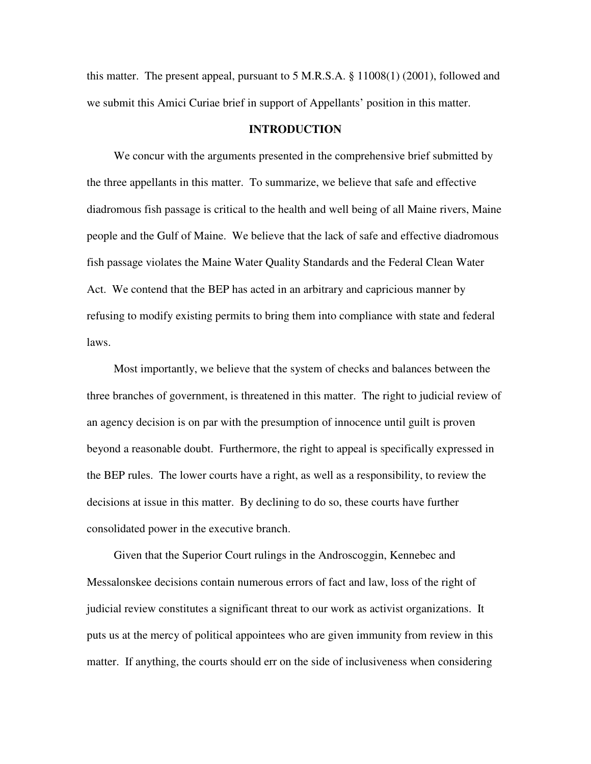this matter. The present appeal, pursuant to 5 M.R.S.A. § 11008(1) (2001), followed and we submit this Amici Curiae brief in support of Appellants' position in this matter.

## INTRODUCTION

We concur with the arguments presented in the comprehensive brief submitted by the three appellants in this matter. To summarize, we believe that safe and effective diadromous fish passage is critical to the health and well being of all Maine rivers, Maine people and the Gulf of Maine. We believe that the lack of safe and effective diadromous fish passage violates the Maine Water Quality Standards and the Federal Clean Water Act. We contend that the BEP has acted in an arbitrary and capricious manner by refusing to modify existing permits to bring them into compliance with state and federal laws.

Most importantly, we believe that the system of checks and balances between the three branches of government, is threatened in this matter. The right to judicial review of an agency decision is on par with the presumption of innocence until guilt is proven beyond a reasonable doubt. Furthermore, the right to appeal is specifically expressed in the BEP rules. The lower courts have a right, as well as a responsibility, to review the decisions at issue in this matter. By declining to do so, these courts have further consolidated power in the executive branch.

Given that the Superior Court rulings in the Androscoggin, Kennebec and Messalonskee decisions contain numerous errors of fact and law, loss of the right of judicial review constitutes a significant threat to our work as activist organizations. It puts us at the mercy of political appointees who are given immunity from review in this matter. If anything, the courts should err on the side of inclusiveness when considering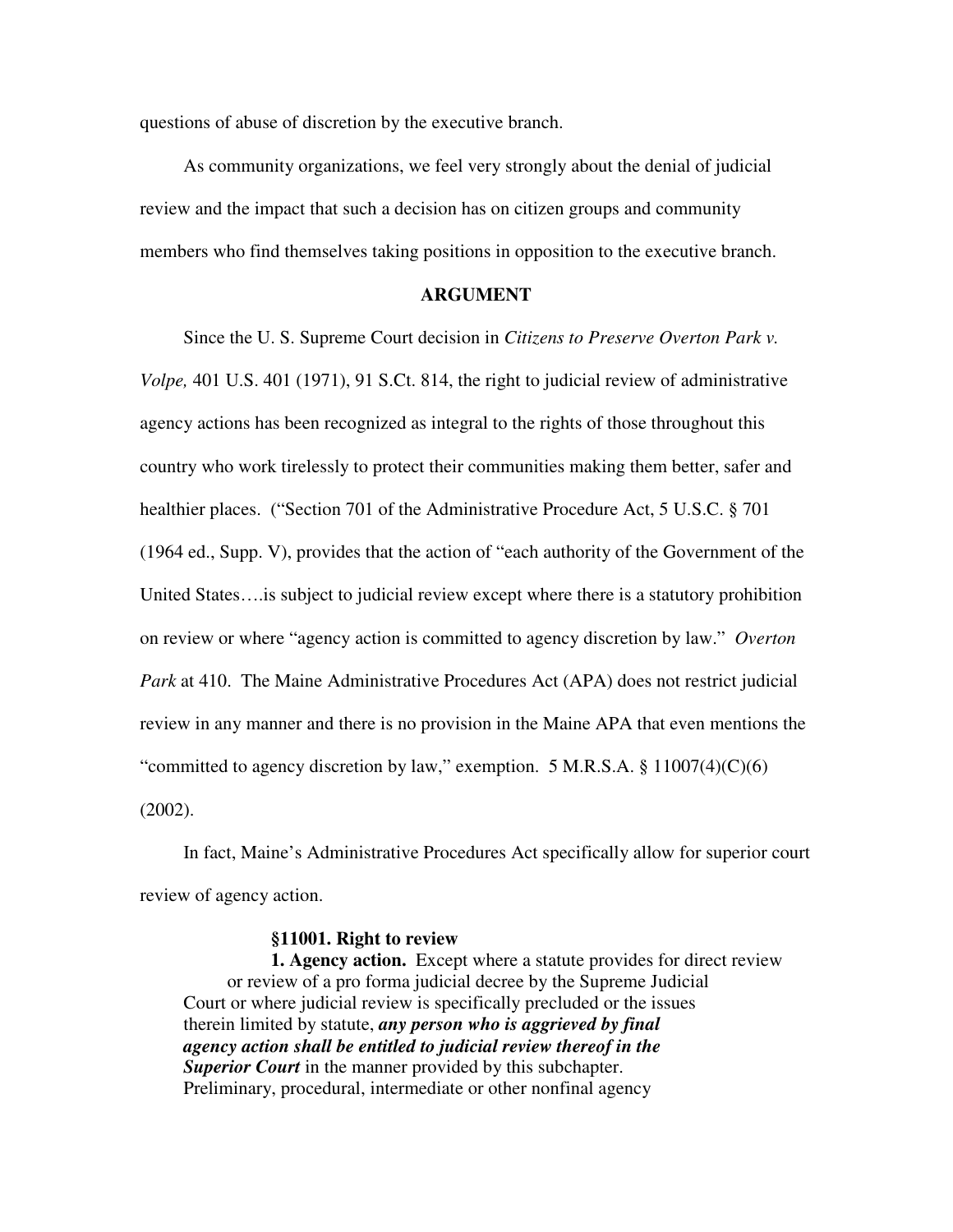questions of abuse of discretion by the executive branch.

As community organizations, we feel very strongly about the denial of judicial review and the impact that such a decision has on citizen groups and community members who find themselves taking positions in opposition to the executive branch.

## ARGUMENT

Since the U. S. Supreme Court decision in *Citizens to Preserve Overton Park v. Volpe,* 401 U.S. 401 (1971), 91 S.Ct. 814, the right to judicial review of administrative agency actions has been recognized as integral to the rights of those throughout this country who work tirelessly to protect their communities making them better, safer and healthier places. ("Section 701 of the Administrative Procedure Act, 5 U.S.C. § 701 (1964 ed., Supp. V), provides that the action of "each authority of the Government of the United States….is subject to judicial review except where there is a statutory prohibition on review or where "agency action is committed to agency discretion by law." *Overton Park* at 410. The Maine Administrative Procedures Act (APA) does not restrict judicial review in any manner and there is no provision in the Maine APA that even mentions the "committed to agency discretion by law," exemption. 5 M.R.S.A. § 11007(4)(C)(6) (2002).

In fact, Maine's Administrative Procedures Act specifically allow for superior court review of agency action.

> **§11001. Right to review**
>
> **1. Agency action.** Except where a statute provides for direct review or review of a pro forma judicial decree by the Supreme Judicial Court or where judicial review is specifically precluded or the issues therein limited by statute, ***any person who is aggrieved by final agency action shall be entitled to judicial review thereof in the Superior Court*** in the manner provided by this subchapter. Preliminary, procedural, intermediate or other nonfinal agency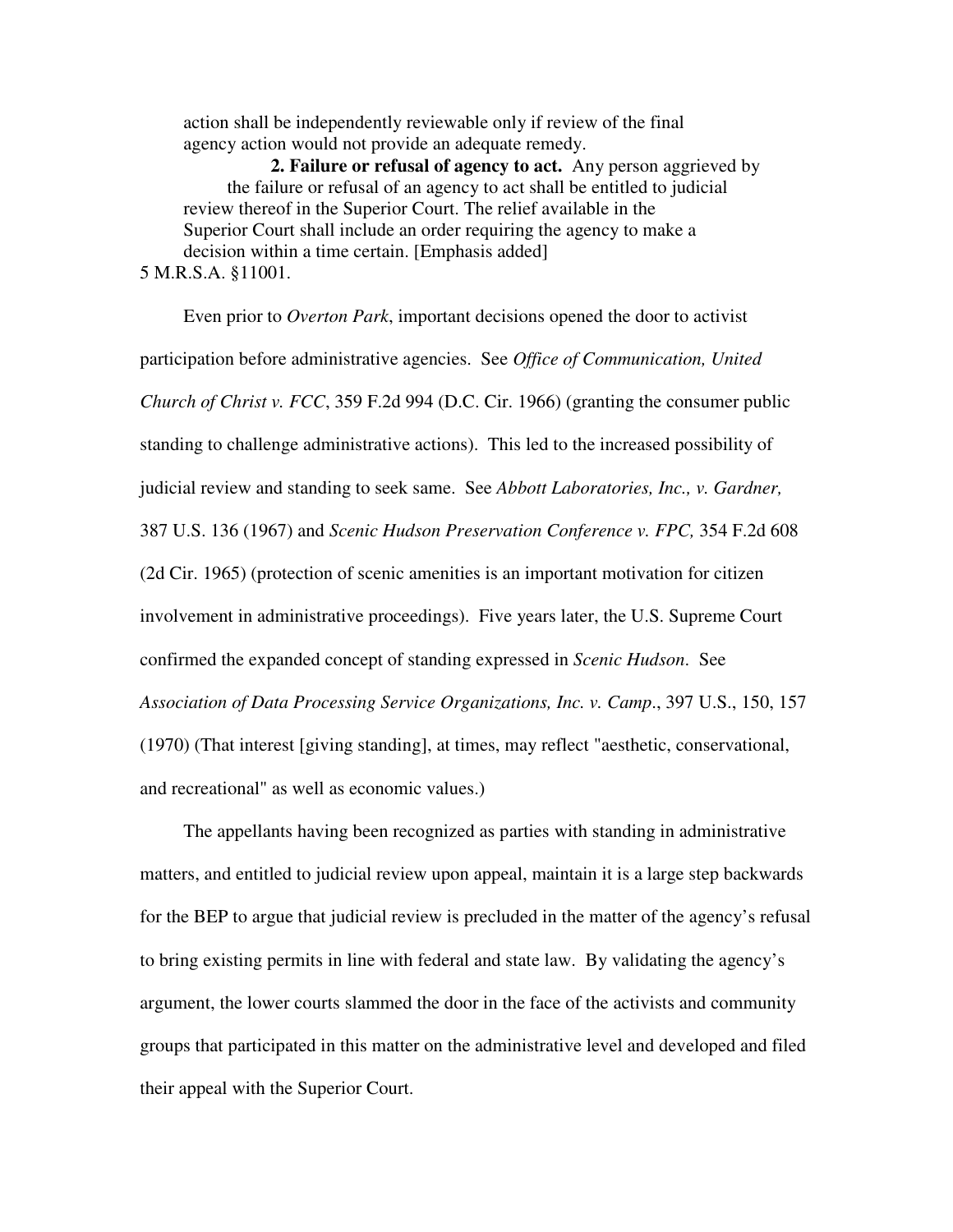> action shall be independently reviewable only if review of the final agency action would not provide an adequate remedy.
>
> **2. Failure or refusal of agency to act.** Any person aggrieved by the failure or refusal of an agency to act shall be entitled to judicial review thereof in the Superior Court. The relief available in the Superior Court shall include an order requiring the agency to make a decision within a time certain. [Emphasis added]

5 M.R.S.A. §11001.

Even prior to *Overton Park*, important decisions opened the door to activist participation before administrative agencies. See *Office of Communication, United Church of Christ v. FCC*, 359 F.2d 994 (D.C. Cir. 1966) (granting the consumer public standing to challenge administrative actions). This led to the increased possibility of judicial review and standing to seek same. See *Abbott Laboratories, Inc., v. Gardner,* 387 U.S. 136 (1967) and *Scenic Hudson Preservation Conference v. FPC,* 354 F.2d 608 (2d Cir. 1965) (protection of scenic amenities is an important motivation for citizen involvement in administrative proceedings). Five years later, the U.S. Supreme Court confirmed the expanded concept of standing expressed in *Scenic Hudson*. See *Association of Data Processing Service Organizations, Inc. v. Camp*., 397 U.S., 150, 157 (1970) (That interest [giving standing], at times, may reflect "aesthetic, conservational, and recreational" as well as economic values.)

The appellants having been recognized as parties with standing in administrative matters, and entitled to judicial review upon appeal, maintain it is a large step backwards for the BEP to argue that judicial review is precluded in the matter of the agency's refusal to bring existing permits in line with federal and state law. By validating the agency's argument, the lower courts slammed the door in the face of the activists and community groups that participated in this matter on the administrative level and developed and filed their appeal with the Superior Court.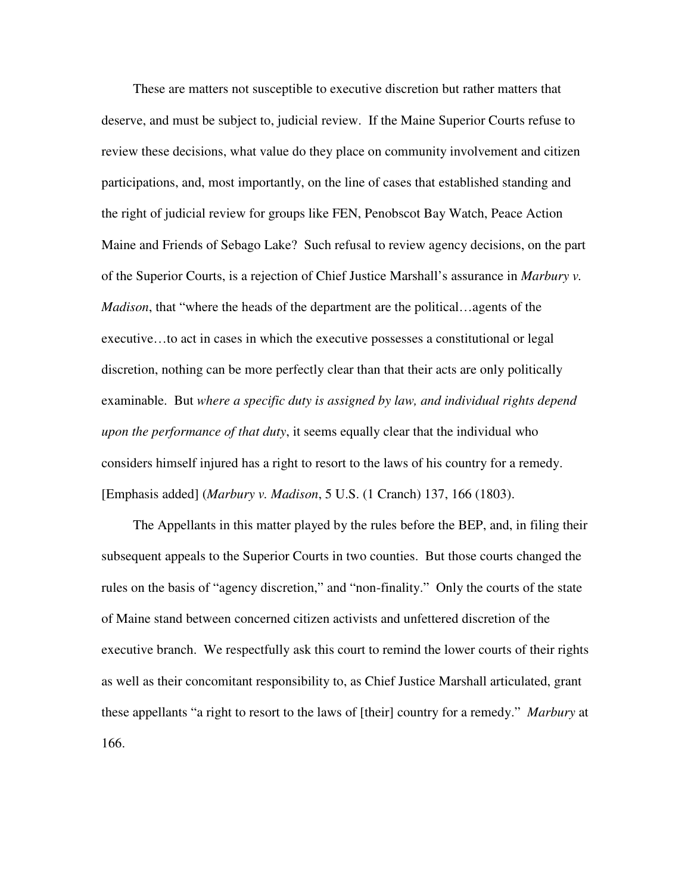These are matters not susceptible to executive discretion but rather matters that deserve, and must be subject to, judicial review. If the Maine Superior Courts refuse to review these decisions, what value do they place on community involvement and citizen participations, and, most importantly, on the line of cases that established standing and the right of judicial review for groups like FEN, Penobscot Bay Watch, Peace Action Maine and Friends of Sebago Lake? Such refusal to review agency decisions, on the part of the Superior Courts, is a rejection of Chief Justice Marshall's assurance in *Marbury v. Madison*, that "where the heads of the department are the political…agents of the executive…to act in cases in which the executive possesses a constitutional or legal discretion, nothing can be more perfectly clear than that their acts are only politically examinable. But *where a specific duty is assigned by law, and individual rights depend upon the performance of that duty*, it seems equally clear that the individual who considers himself injured has a right to resort to the laws of his country for a remedy. [Emphasis added] (*Marbury v. Madison*, 5 U.S. (1 Cranch) 137, 166 (1803).

The Appellants in this matter played by the rules before the BEP, and, in filing their subsequent appeals to the Superior Courts in two counties. But those courts changed the rules on the basis of "agency discretion," and "non-finality." Only the courts of the state of Maine stand between concerned citizen activists and unfettered discretion of the executive branch. We respectfully ask this court to remind the lower courts of their rights as well as their concomitant responsibility to, as Chief Justice Marshall articulated, grant these appellants "a right to resort to the laws of [their] country for a remedy." *Marbury* at 166.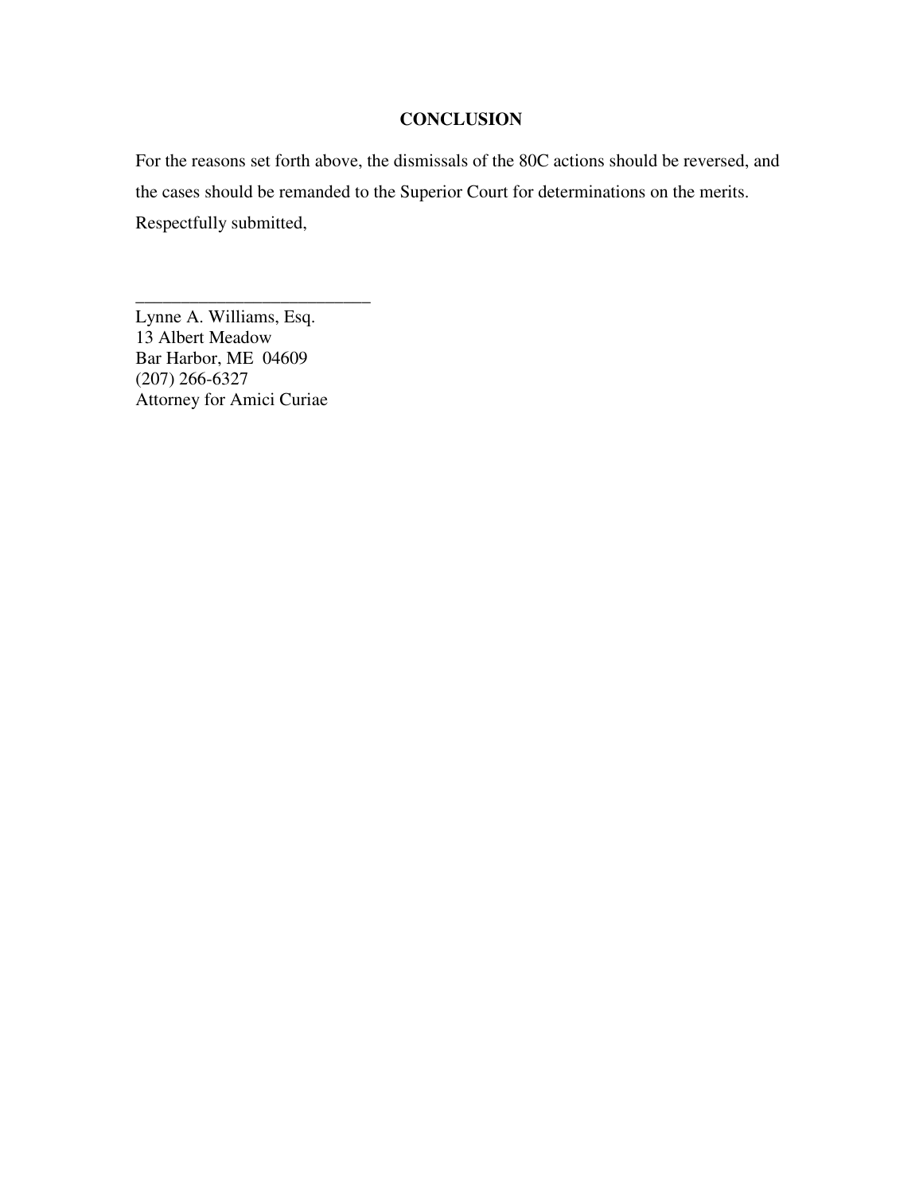## CONCLUSION

For the reasons set forth above, the dismissals of the 80C actions should be reversed, and the cases should be remanded to the Superior Court for determinations on the merits.

Respectfully submitted,

\_\_\_\_\_\_\_\_\_\_\_\_\_\_\_\_\_\_\_\_\_\_\_\_\_\_

Lynne A. Williams, Esq.
13 Albert Meadow
Bar Harbor, ME 04609
(207) 266-6327
Attorney for Amici Curiae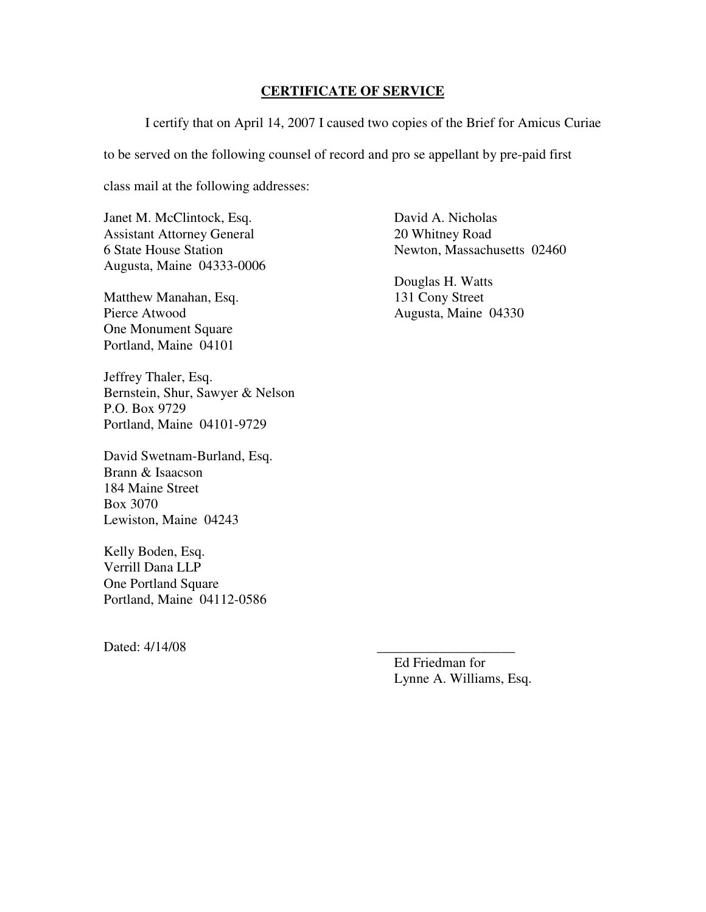**CERTIFICATE OF SERVICE**

I certify that on April 14, 2007 I caused two copies of the Brief for Amicus Curiae to be served on the following counsel of record and pro se appellant by pre-paid first class mail at the following addresses:

Janet M. McClintock, Esq.
Assistant Attorney General
6 State House Station
Augusta, Maine 04333-0006

Matthew Manahan, Esq.
Pierce Atwood
One Monument Square
Portland, Maine 04101

Jeffrey Thaler, Esq.
Bernstein, Shur, Sawyer & Nelson
P.O. Box 9729
Portland, Maine 04101-9729

David Swetnam-Burland, Esq.
Brann & Isaacson
184 Maine Street
Box 3070
Lewiston, Maine 04243

Kelly Boden, Esq.
Verrill Dana LLP
One Portland Square
Portland, Maine 04112-0586

David A. Nicholas
20 Whitney Road
Newton, Massachusetts 02460

Douglas H. Watts
131 Cony Street
Augusta, Maine 04330

Dated: 4/14/08

____________________
Ed Friedman for
Lynne A. Williams, Esq.